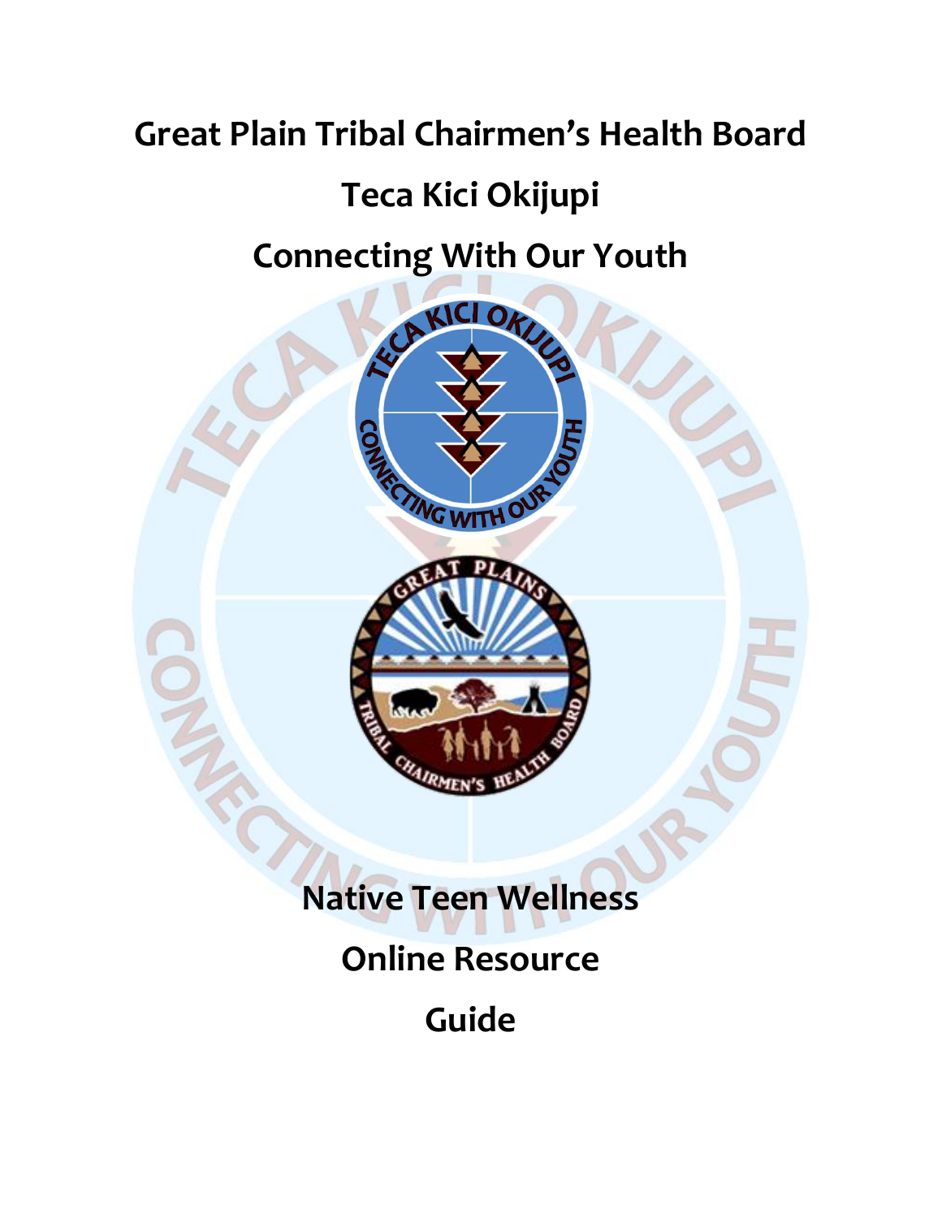# Great Plain Tribal Chairmen's Health Board

## Teca Kici Okijupi

## Connecting With Our Youth

## Native Teen Wellness

## Online Resource

## Guide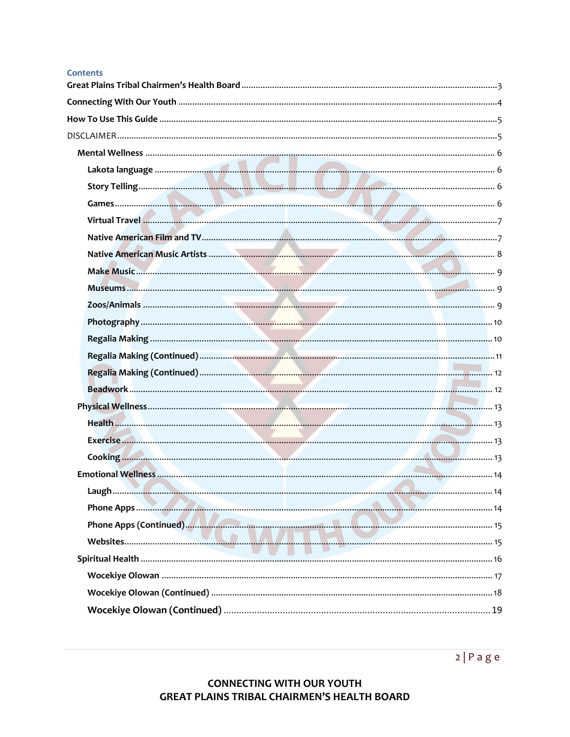## Contents

- Great Plains Tribal Chairmen's Health Board ... 3
- Connecting With Our Youth ... 4
- How To Use This Guide ... 5
- DISCLAIMER ... 5
  - Mental Wellness ... 6
    - Lakota language ... 6
    - Story Telling ... 6
    - Games ... 6
    - Virtual Travel ... 7
    - Native American Film and TV ... 7
    - Native American Music Artists ... 8
    - Make Music ... 9
    - Museums ... 9
    - Zoos/Animals ... 9
    - Photography ... 10
    - Regalia Making ... 10
    - Regalia Making (Continued) ... 11
    - Regalia Making (Continued) ... 12
    - Beadwork ... 12
  - Physical Wellness ... 13
    - Health ... 13
    - Exercise ... 13
    - Cooking ... 13
  - Emotional Wellness ... 14
    - Laugh ... 14
    - Phone Apps ... 14
    - Phone Apps (Continued) ... 15
    - Websites ... 15
  - Spiritual Health ... 16
    - Wocekiye Olowan ... 17
    - Wocekiye Olowan (Continued) ... 18
    - Wocekiye Olowan (Continued) ... 19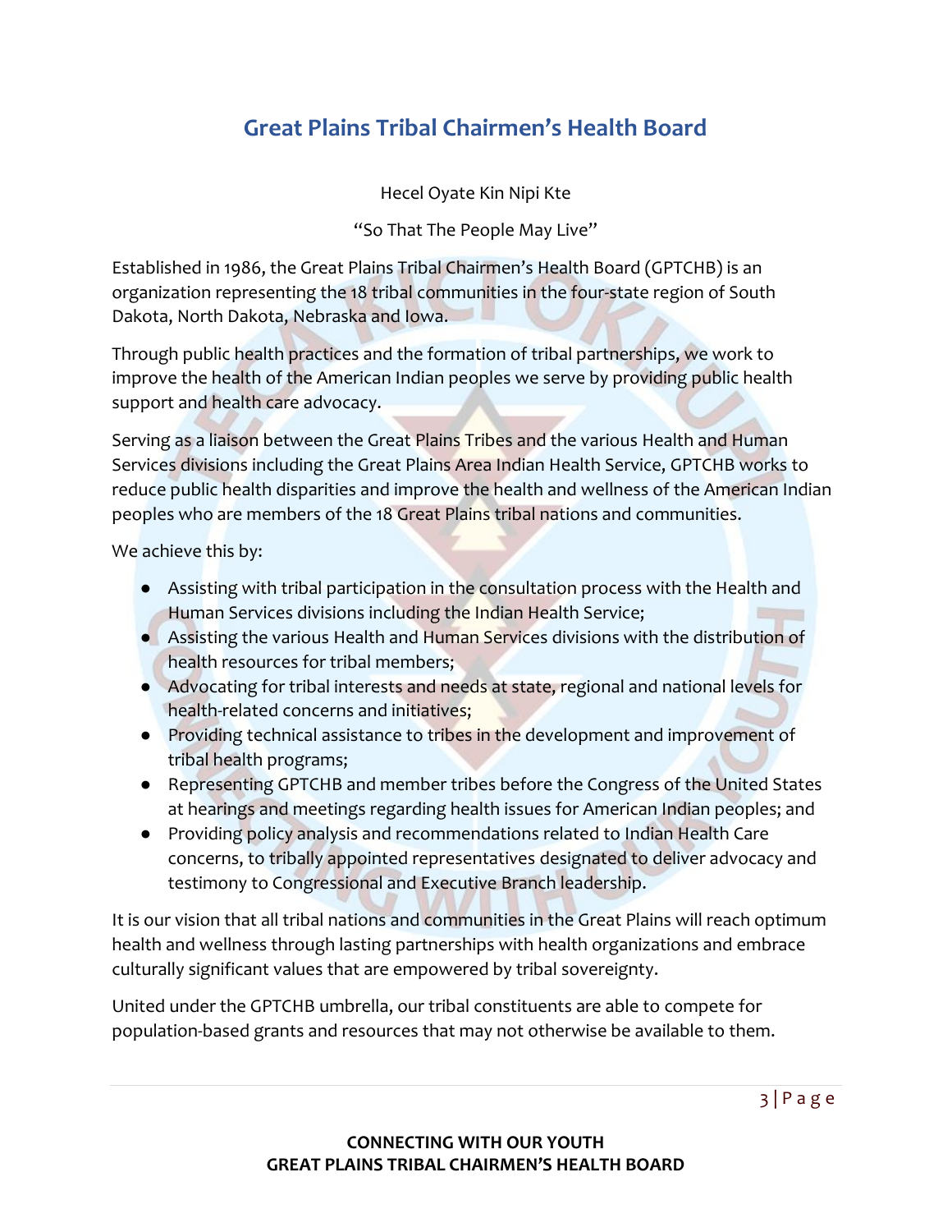# Great Plains Tribal Chairmen's Health Board

Hecel Oyate Kin Nipi Kte

"So That The People May Live"

Established in 1986, the Great Plains Tribal Chairmen's Health Board (GPTCHB) is an organization representing the 18 tribal communities in the four-state region of South Dakota, North Dakota, Nebraska and Iowa.

Through public health practices and the formation of tribal partnerships, we work to improve the health of the American Indian peoples we serve by providing public health support and health care advocacy.

Serving as a liaison between the Great Plains Tribes and the various Health and Human Services divisions including the Great Plains Area Indian Health Service, GPTCHB works to reduce public health disparities and improve the health and wellness of the American Indian peoples who are members of the 18 Great Plains tribal nations and communities.

We achieve this by:

- Assisting with tribal participation in the consultation process with the Health and Human Services divisions including the Indian Health Service;
- Assisting the various Health and Human Services divisions with the distribution of health resources for tribal members;
- Advocating for tribal interests and needs at state, regional and national levels for health-related concerns and initiatives;
- Providing technical assistance to tribes in the development and improvement of tribal health programs;
- Representing GPTCHB and member tribes before the Congress of the United States at hearings and meetings regarding health issues for American Indian peoples; and
- Providing policy analysis and recommendations related to Indian Health Care concerns, to tribally appointed representatives designated to deliver advocacy and testimony to Congressional and Executive Branch leadership.

It is our vision that all tribal nations and communities in the Great Plains will reach optimum health and wellness through lasting partnerships with health organizations and embrace culturally significant values that are empowered by tribal sovereignty.

United under the GPTCHB umbrella, our tribal constituents are able to compete for population-based grants and resources that may not otherwise be available to them.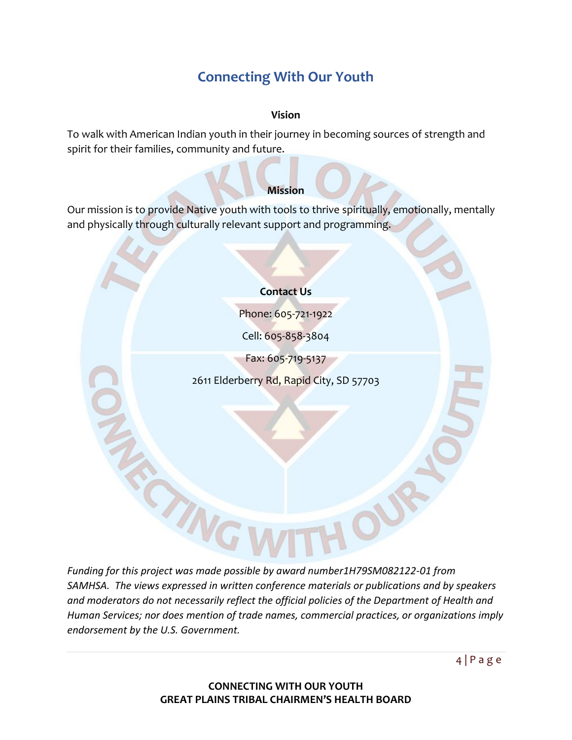# Connecting With Our Youth

## Vision

To walk with American Indian youth in their journey in becoming sources of strength and spirit for their families, community and future.

## Mission

Our mission is to provide Native youth with tools to thrive spiritually, emotionally, mentally and physically through culturally relevant support and programming.

## Contact Us

Phone: 605-721-1922

Cell: 605-858-3804

Fax: 605-719-5137

2611 Elderberry Rd, Rapid City, SD 57703

*Funding for this project was made possible by award number1H79SM082122-01 from SAMHSA. The views expressed in written conference materials or publications and by speakers and moderators do not necessarily reflect the official policies of the Department of Health and Human Services; nor does mention of trade names, commercial practices, or organizations imply endorsement by the U.S. Government.*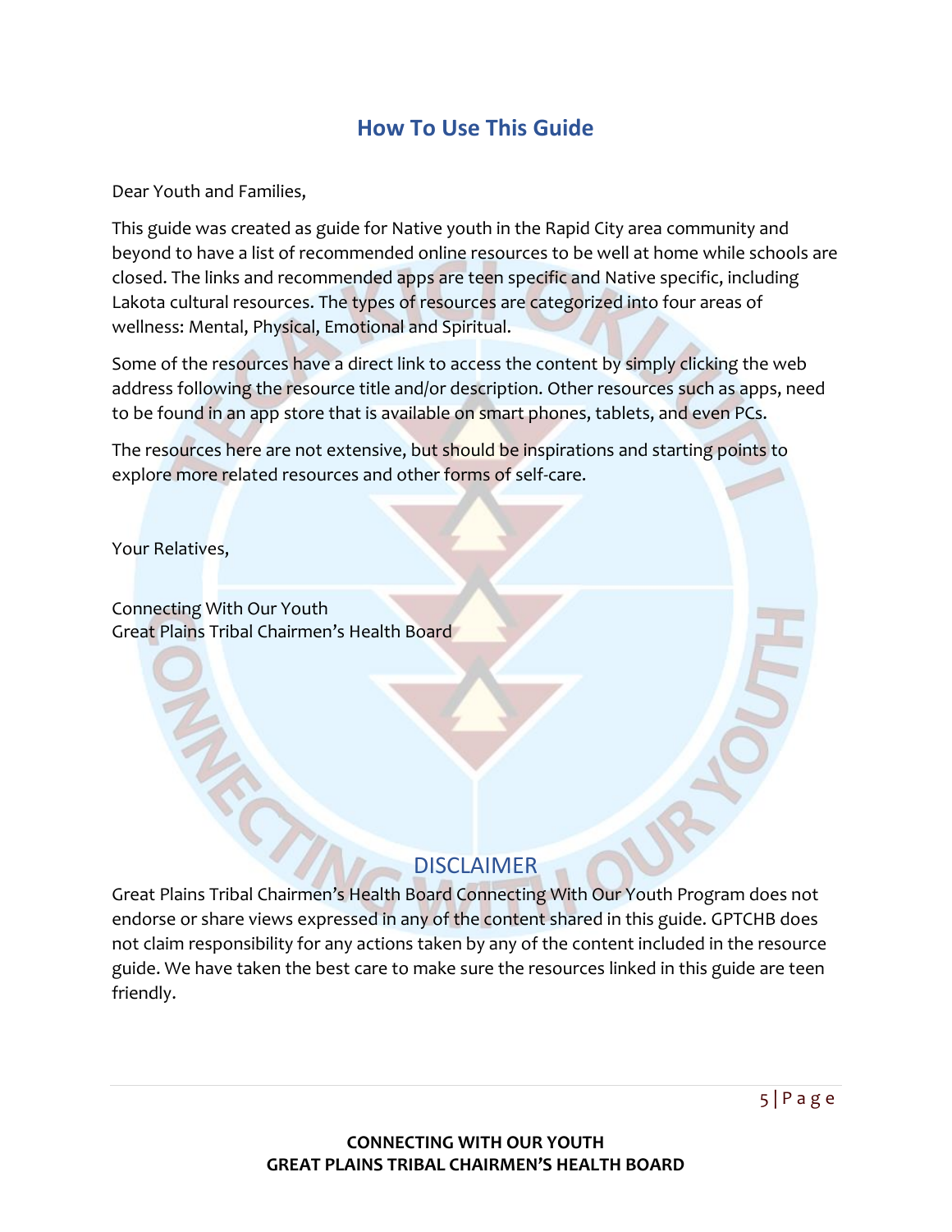# How To Use This Guide

Dear Youth and Families,

This guide was created as guide for Native youth in the Rapid City area community and beyond to have a list of recommended online resources to be well at home while schools are closed. The links and recommended apps are teen specific and Native specific, including Lakota cultural resources. The types of resources are categorized into four areas of wellness: Mental, Physical, Emotional and Spiritual.

Some of the resources have a direct link to access the content by simply clicking the web address following the resource title and/or description. Other resources such as apps, need to be found in an app store that is available on smart phones, tablets, and even PCs.

The resources here are not extensive, but should be inspirations and starting points to explore more related resources and other forms of self-care.

Your Relatives,

Connecting With Our Youth
Great Plains Tribal Chairmen's Health Board

## DISCLAIMER

Great Plains Tribal Chairmen's Health Board Connecting With Our Youth Program does not endorse or share views expressed in any of the content shared in this guide. GPTCHB does not claim responsibility for any actions taken by any of the content included in the resource guide. We have taken the best care to make sure the resources linked in this guide are teen friendly.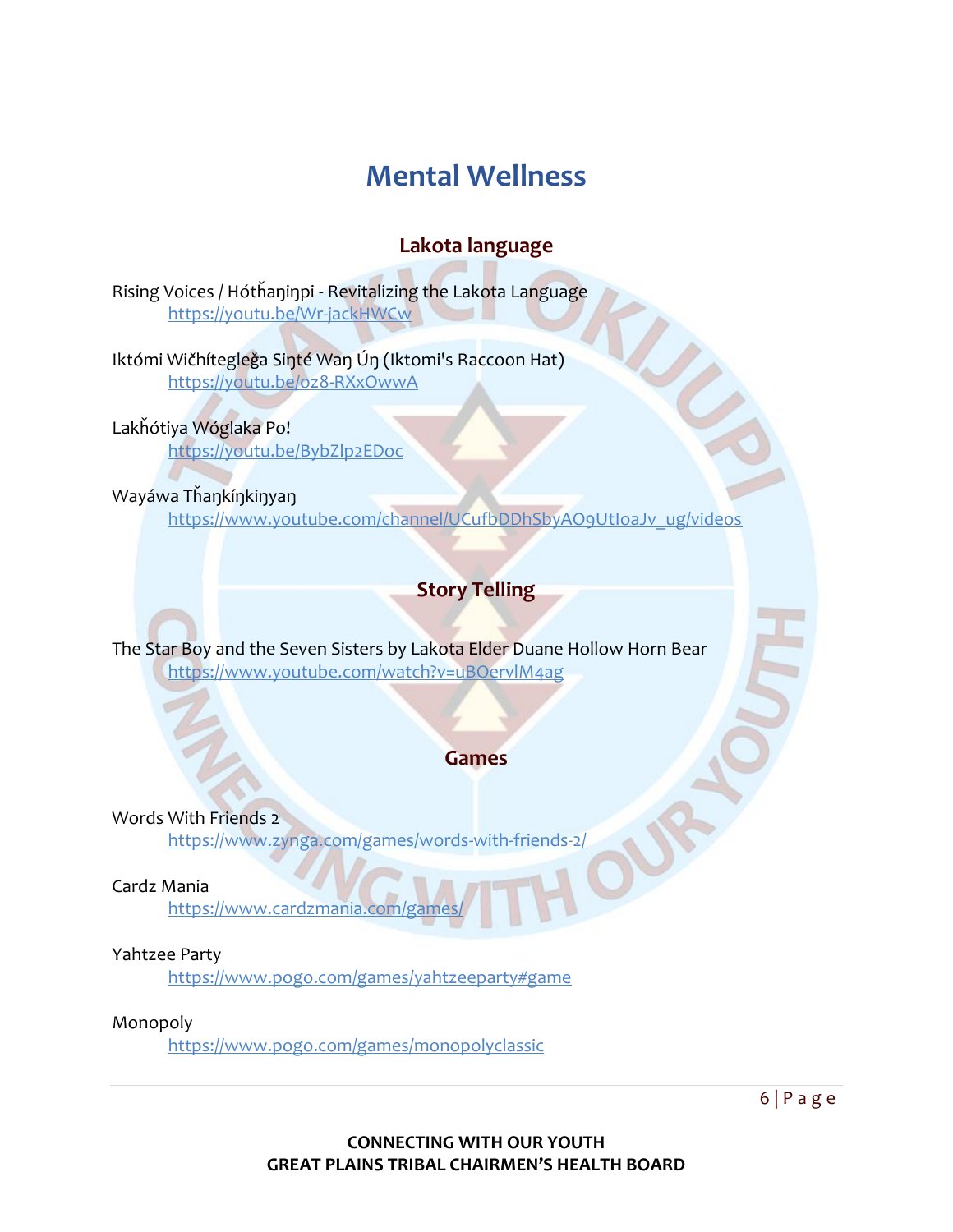# Mental Wellness

## Lakota language

Rising Voices / Hótȟaŋiŋpi - Revitalizing the Lakota Language
https://youtu.be/Wr-jackHWCw

Iktómi Wičhítegleǧa Siŋté Waŋ Úŋ (Iktomi's Raccoon Hat)
https://youtu.be/oz8-RXxOwwA

Lakȟótiya Wóglaka Po!
https://youtu.be/BybZlp2EDoc

Wayáwa Tȟaŋkíŋkiŋyaŋ
https://www.youtube.com/channel/UCufbDDhSbyAO9UtIoaJv_ug/videos

## Story Telling

The Star Boy and the Seven Sisters by Lakota Elder Duane Hollow Horn Bear
https://www.youtube.com/watch?v=uBOervlM4ag

## Games

Words With Friends 2
https://www.zynga.com/games/words-with-friends-2/

Cardz Mania
https://www.cardzmania.com/games/

Yahtzee Party
https://www.pogo.com/games/yahtzeeparty#game

Monopoly
https://www.pogo.com/games/monopolyclassic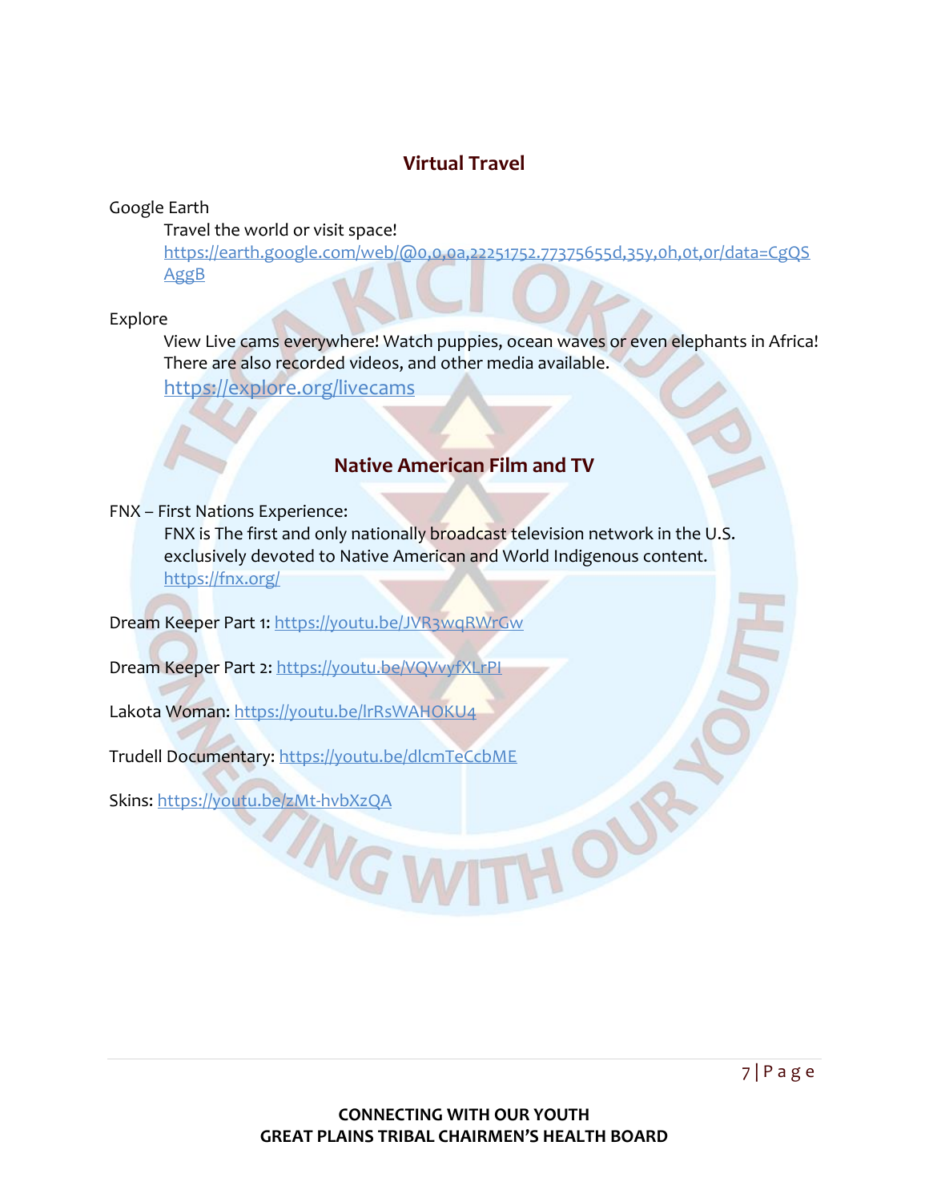## Virtual Travel

Google Earth

Travel the world or visit space!

https://earth.google.com/web/@0,0,0a,22251752.77375655d,35y,0h,0t,0r/data=CgQSAggB

Explore

View Live cams everywhere! Watch puppies, ocean waves or even elephants in Africa! There are also recorded videos, and other media available.

https://explore.org/livecams

## Native American Film and TV

FNX – First Nations Experience:

FNX is The first and only nationally broadcast television network in the U.S. exclusively devoted to Native American and World Indigenous content.

https://fnx.org/

Dream Keeper Part 1: https://youtu.be/JVR3wqRWrGw

Dream Keeper Part 2: https://youtu.be/VQVvyfXLrPI

Lakota Woman: https://youtu.be/lrRsWAHOKU4

Trudell Documentary: https://youtu.be/dlcmTeCcbME

Skins: https://youtu.be/zMt-hvbXzQA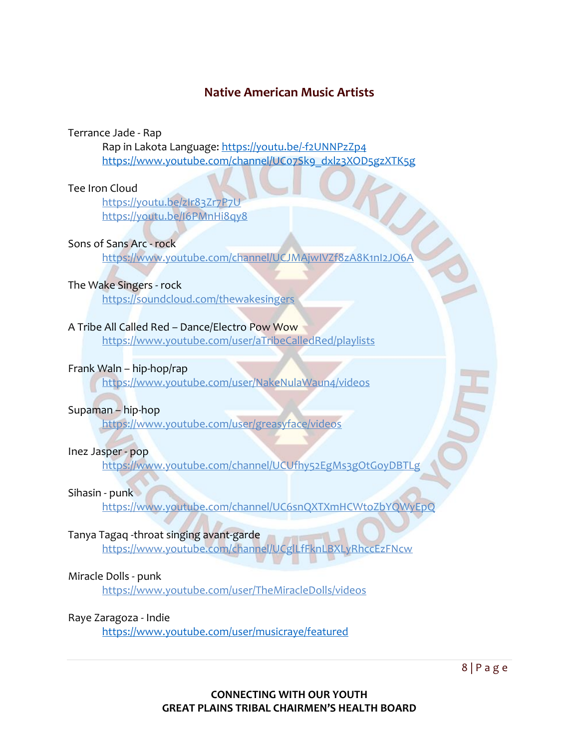## Native American Music Artists

Terrance Jade - Rap

Rap in Lakota Language: https://youtu.be/-f2UNNPzZp4

https://www.youtube.com/channel/UC07Sk9_dxlz3XOD5gzXTK5g

Tee Iron Cloud

https://youtu.be/zIr83Zr7P7U

https://youtu.be/I6PMnHi8qy8

Sons of Sans Arc - rock

https://www.youtube.com/channel/UCJMAjwIVZf8zA8K1nI2JO6A

The Wake Singers - rock

https://soundcloud.com/thewakesingers

A Tribe All Called Red – Dance/Electro Pow Wow

https://www.youtube.com/user/aTribeCalledRed/playlists

Frank Waln – hip-hop/rap

https://www.youtube.com/user/NakeNulaWaun4/videos

Supaman – hip-hop

https://www.youtube.com/user/greasyface/videos

Inez Jasper - pop

https://www.youtube.com/channel/UCUfhy52EgMs3gOtGoyDBTLg

Sihasin - punk

https://www.youtube.com/channel/UC6snQXTXmHCWtoZbYQWyEpQ

Tanya Tagaq -throat singing avant-garde

https://www.youtube.com/channel/UCgILfFknLBXLyRhccEzFNcw

Miracle Dolls - punk

https://www.youtube.com/user/TheMiracleDolls/videos

Raye Zaragoza - Indie

https://www.youtube.com/user/musicraye/featured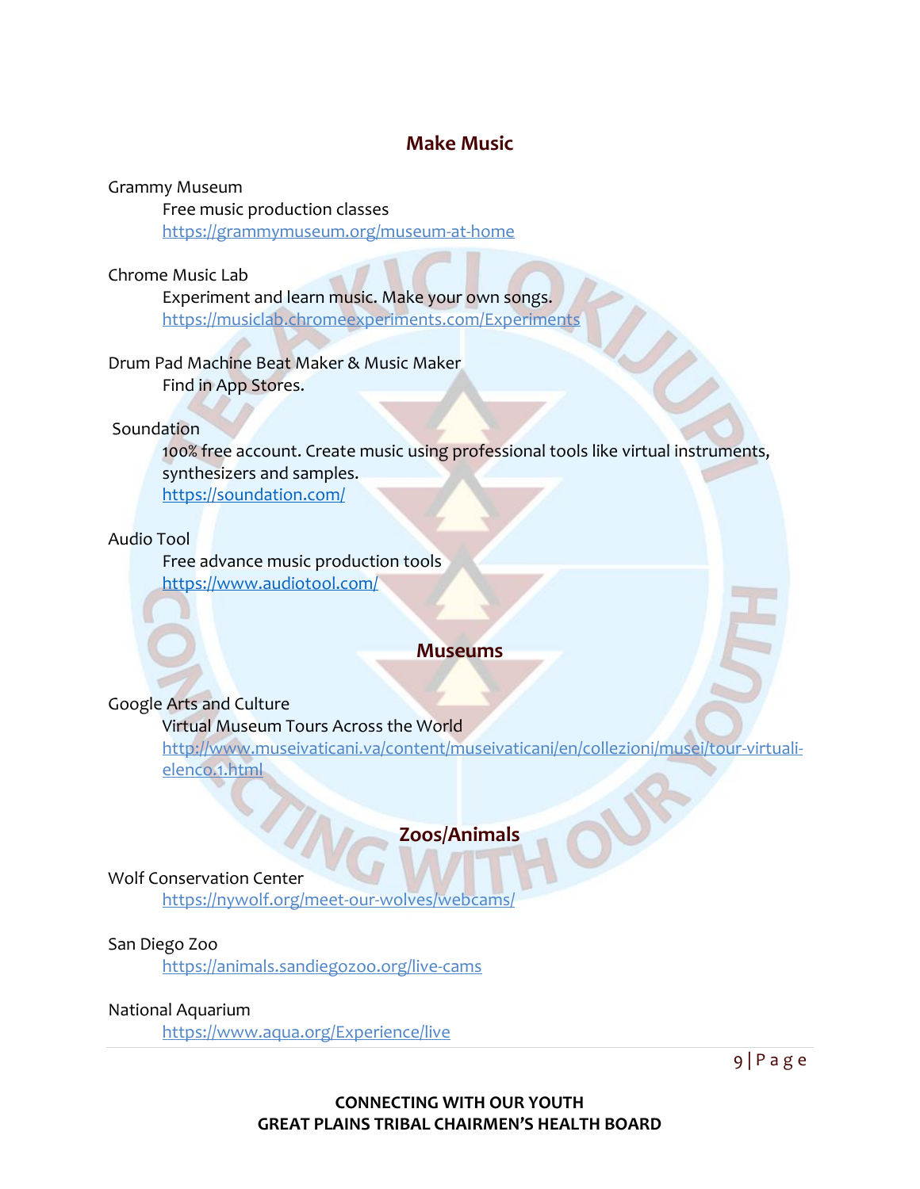## Make Music

Grammy Museum

Free music production classes

https://grammymuseum.org/museum-at-home

Chrome Music Lab

Experiment and learn music. Make your own songs.

https://musiclab.chromeexperiments.com/Experiments

Drum Pad Machine Beat Maker & Music Maker

Find in App Stores.

Soundation

100% free account. Create music using professional tools like virtual instruments, synthesizers and samples.

https://soundation.com/

Audio Tool

Free advance music production tools

https://www.audiotool.com/

## Museums

Google Arts and Culture

Virtual Museum Tours Across the World

http://www.museivaticani.va/content/museivaticani/en/collezioni/musei/tour-virtuali-elenco.1.html

## Zoos/Animals

Wolf Conservation Center

https://nywolf.org/meet-our-wolves/webcams/

San Diego Zoo

https://animals.sandiegozoo.org/live-cams

National Aquarium

https://www.aqua.org/Experience/live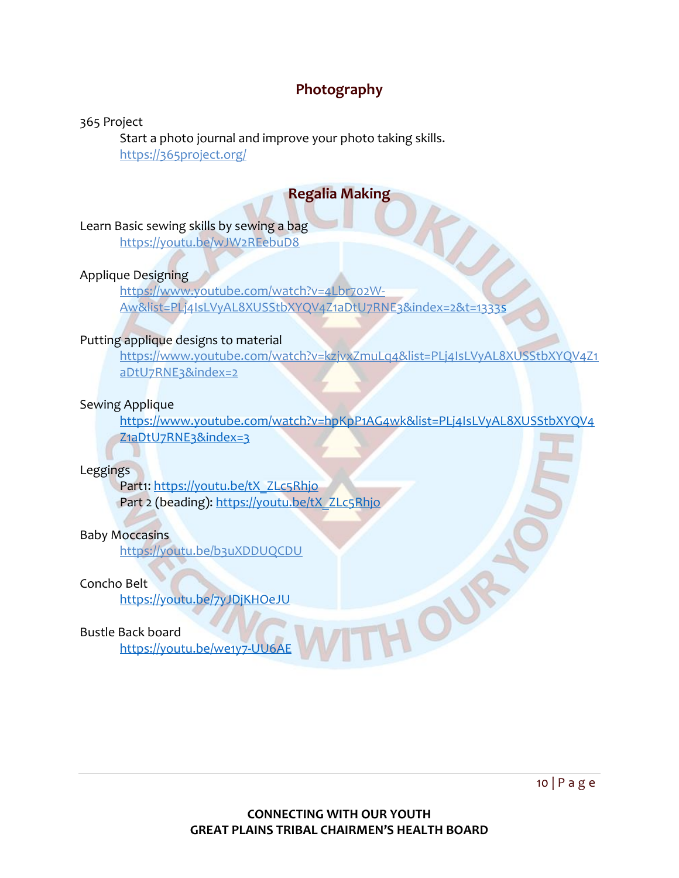## Photography

365 Project

Start a photo journal and improve your photo taking skills.
https://365project.org/

## Regalia Making

Learn Basic sewing skills by sewing a bag
https://youtu.be/wJW2REebuD8

Applique Designing
https://www.youtube.com/watch?v=4Lbr702W-Aw&list=PLj4IsLVyAL8XUSStbXYQV4Z1aDtU7RNE3&index=2&t=1333s

Putting applique designs to material
https://www.youtube.com/watch?v=kzjvxZmuLq4&list=PLj4IsLVyAL8XUSStbXYQV4Z1aDtU7RNE3&index=2

Sewing Applique
https://www.youtube.com/watch?v=hpKpP1AG4wk&list=PLj4IsLVyAL8XUSStbXYQV4Z1aDtU7RNE3&index=3

Leggings
Part1: https://youtu.be/tX_ZLc5Rhjo
Part 2 (beading): https://youtu.be/tX_ZLc5Rhjo

Baby Moccasins
https://youtu.be/b3uXDDUQCDU

Concho Belt
https://youtu.be/7yJDjKHOeJU

Bustle Back board
https://youtu.be/we1y7-UU6AE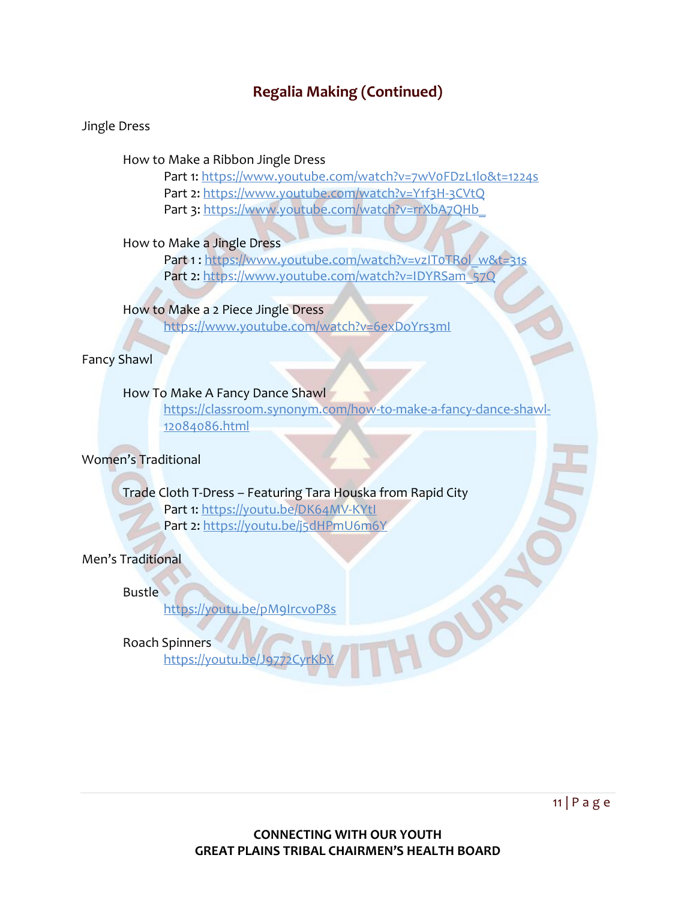## Regalia Making (Continued)

Jingle Dress

How to Make a Ribbon Jingle Dress

Part 1: https://www.youtube.com/watch?v=7wV0FDzL1lo&t=1224s
Part 2: https://www.youtube.com/watch?v=Y1f3H-3CVtQ
Part 3: https://www.youtube.com/watch?v=rrXbA7QHb_

How to Make a Jingle Dress

Part 1 : https://www.youtube.com/watch?v=vzIToTRol_w&t=31s
Part 2: https://www.youtube.com/watch?v=IDYRSam_57Q

How to Make a 2 Piece Jingle Dress

https://www.youtube.com/watch?v=6exDoYrs3mI

Fancy Shawl

How To Make A Fancy Dance Shawl

https://classroom.synonym.com/how-to-make-a-fancy-dance-shawl-12084086.html

Women's Traditional

Trade Cloth T-Dress – Featuring Tara Houska from Rapid City

Part 1: https://youtu.be/DK64MV-KYtI
Part 2: https://youtu.be/j5dHPmU6m6Y

Men's Traditional

Bustle

https://youtu.be/pM9IrcvoP8s

Roach Spinners

https://youtu.be/J9772CyrKbY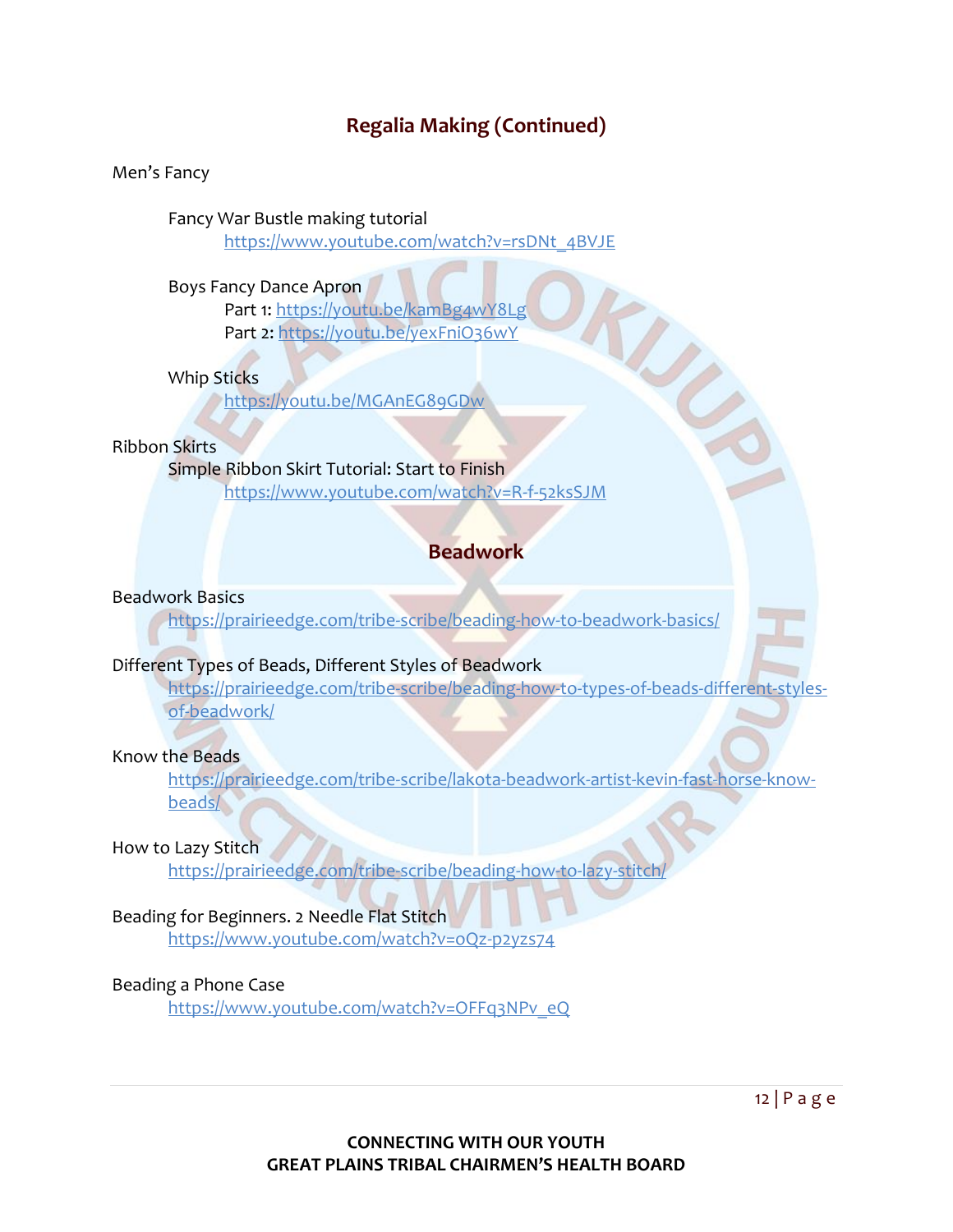## Regalia Making (Continued)

Men's Fancy

Fancy War Bustle making tutorial
https://www.youtube.com/watch?v=rsDNt_4BVJE

Boys Fancy Dance Apron
Part 1: https://youtu.be/kamBg4wY8Lg
Part 2: https://youtu.be/yexFniO36wY

Whip Sticks
https://youtu.be/MGAnEG89GDw

Ribbon Skirts

Simple Ribbon Skirt Tutorial: Start to Finish
https://www.youtube.com/watch?v=R-f-52ksSJM

## Beadwork

Beadwork Basics
https://prairieedge.com/tribe-scribe/beading-how-to-beadwork-basics/

Different Types of Beads, Different Styles of Beadwork
https://prairieedge.com/tribe-scribe/beading-how-to-types-of-beads-different-styles-of-beadwork/

Know the Beads
https://prairieedge.com/tribe-scribe/lakota-beadwork-artist-kevin-fast-horse-know-beads/

How to Lazy Stitch
https://prairieedge.com/tribe-scribe/beading-how-to-lazy-stitch/

Beading for Beginners. 2 Needle Flat Stitch
https://www.youtube.com/watch?v=oQz-p2yzs74

Beading a Phone Case
https://www.youtube.com/watch?v=OFFq3NPv_eQ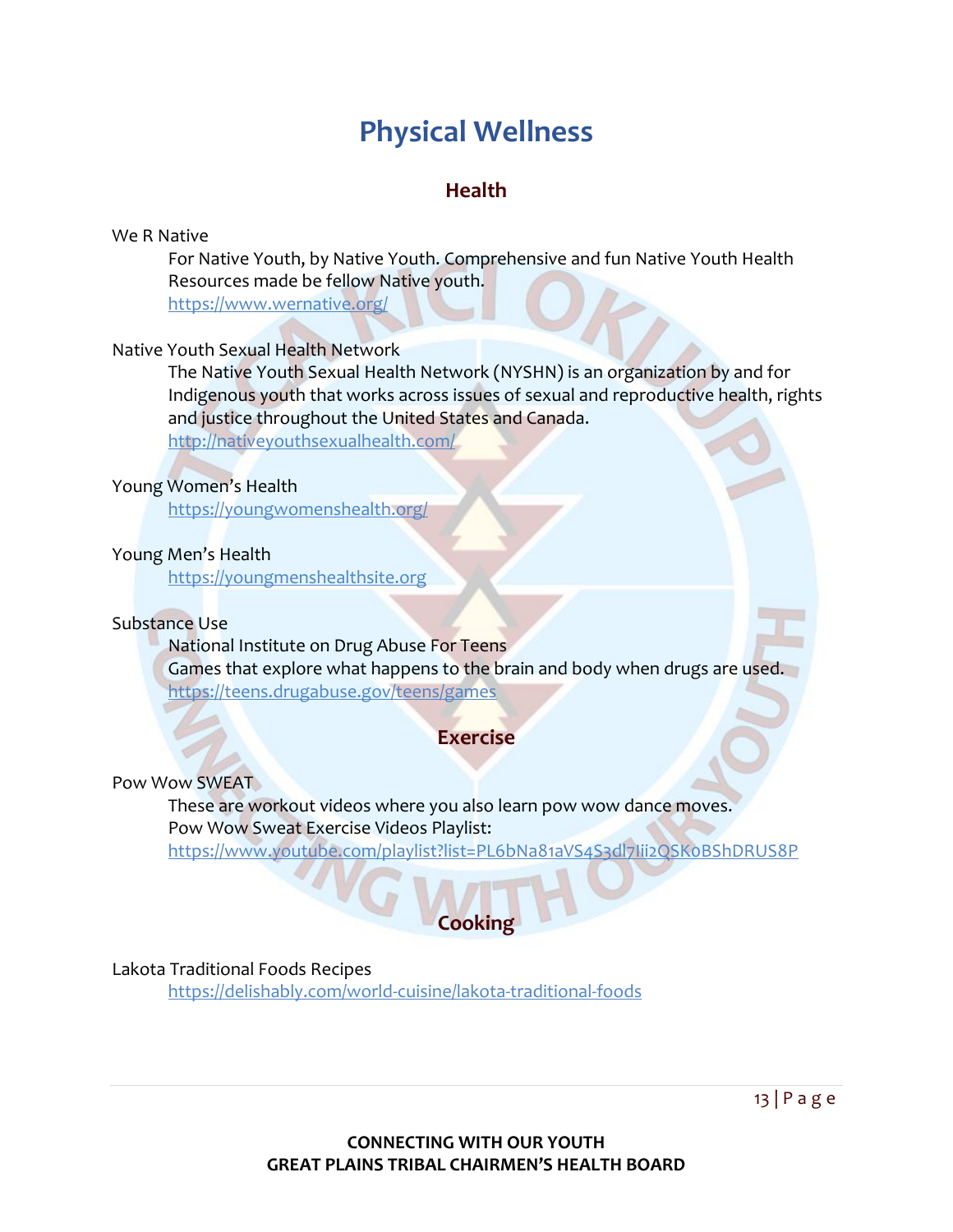# Physical Wellness

## Health

We R Native

For Native Youth, by Native Youth. Comprehensive and fun Native Youth Health Resources made be fellow Native youth.
https://www.wernative.org/

Native Youth Sexual Health Network

The Native Youth Sexual Health Network (NYSHN) is an organization by and for Indigenous youth that works across issues of sexual and reproductive health, rights and justice throughout the United States and Canada.
http://nativeyouthsexualhealth.com/

Young Women's Health

https://youngwomenshealth.org/

Young Men's Health

https://youngmenshealthsite.org

Substance Use

National Institute on Drug Abuse For Teens
Games that explore what happens to the brain and body when drugs are used.
https://teens.drugabuse.gov/teens/games

## Exercise

Pow Wow SWEAT

These are workout videos where you also learn pow wow dance moves.
Pow Wow Sweat Exercise Videos Playlist:
https://www.youtube.com/playlist?list=PL6bNa81aVS4S3dl7Iii2QSK0BShDRUS8P

## Cooking

Lakota Traditional Foods Recipes

https://delishably.com/world-cuisine/lakota-traditional-foods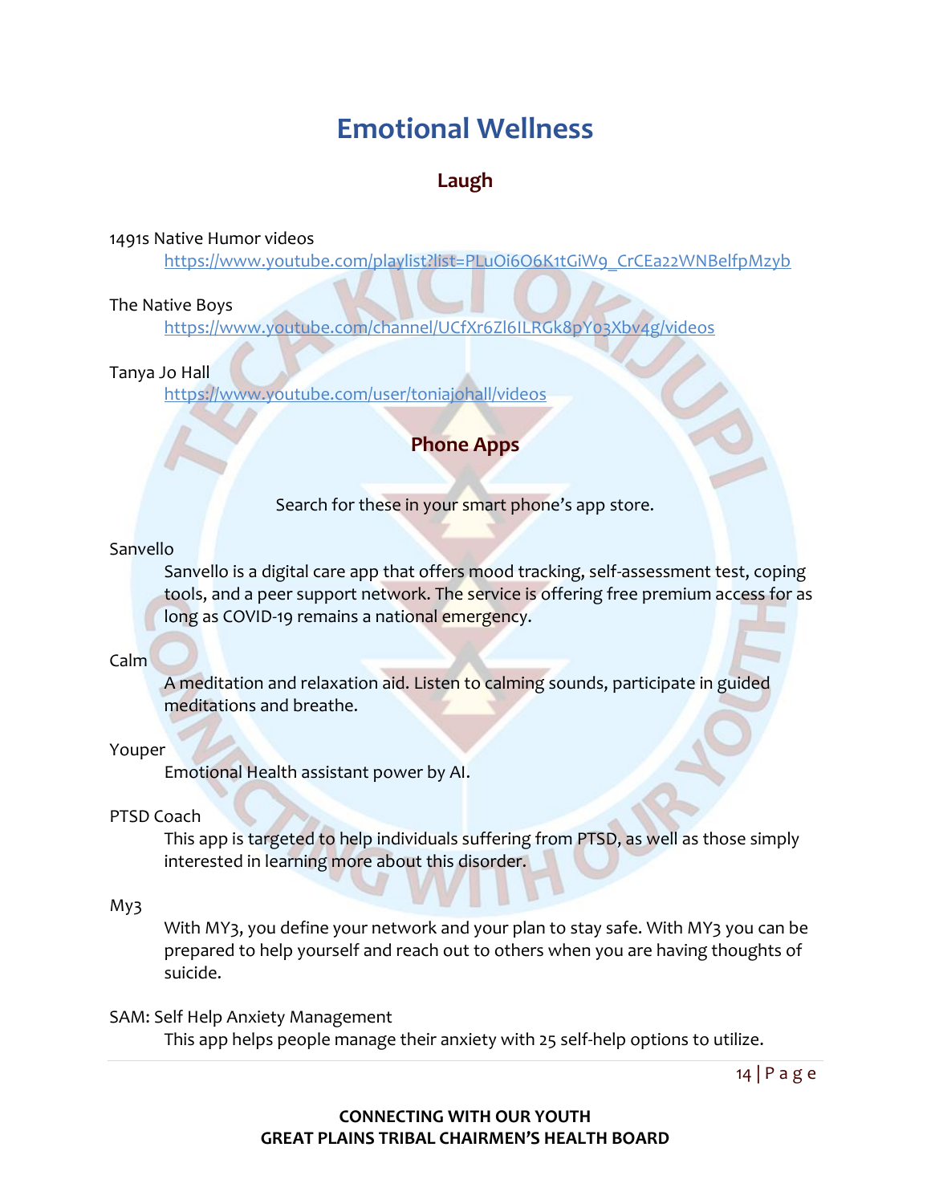# Emotional Wellness

## Laugh

1491s Native Humor videos
https://www.youtube.com/playlist?list=PLuOi6O6K1tGiW9_CrCEa22WNBelfpMzyb

The Native Boys
https://www.youtube.com/channel/UCfXr6ZI6ILRGk8pY03Xbv4g/videos

Tanya Jo Hall
https://www.youtube.com/user/toniajohall/videos

## Phone Apps

Search for these in your smart phone's app store.

Sanvello
Sanvello is a digital care app that offers mood tracking, self-assessment test, coping tools, and a peer support network. The service is offering free premium access for as long as COVID-19 remains a national emergency.

Calm
A meditation and relaxation aid. Listen to calming sounds, participate in guided meditations and breathe.

Youper
Emotional Health assistant power by AI.

PTSD Coach
This app is targeted to help individuals suffering from PTSD, as well as those simply interested in learning more about this disorder.

My3
With MY3, you define your network and your plan to stay safe. With MY3 you can be prepared to help yourself and reach out to others when you are having thoughts of suicide.

SAM: Self Help Anxiety Management
This app helps people manage their anxiety with 25 self-help options to utilize.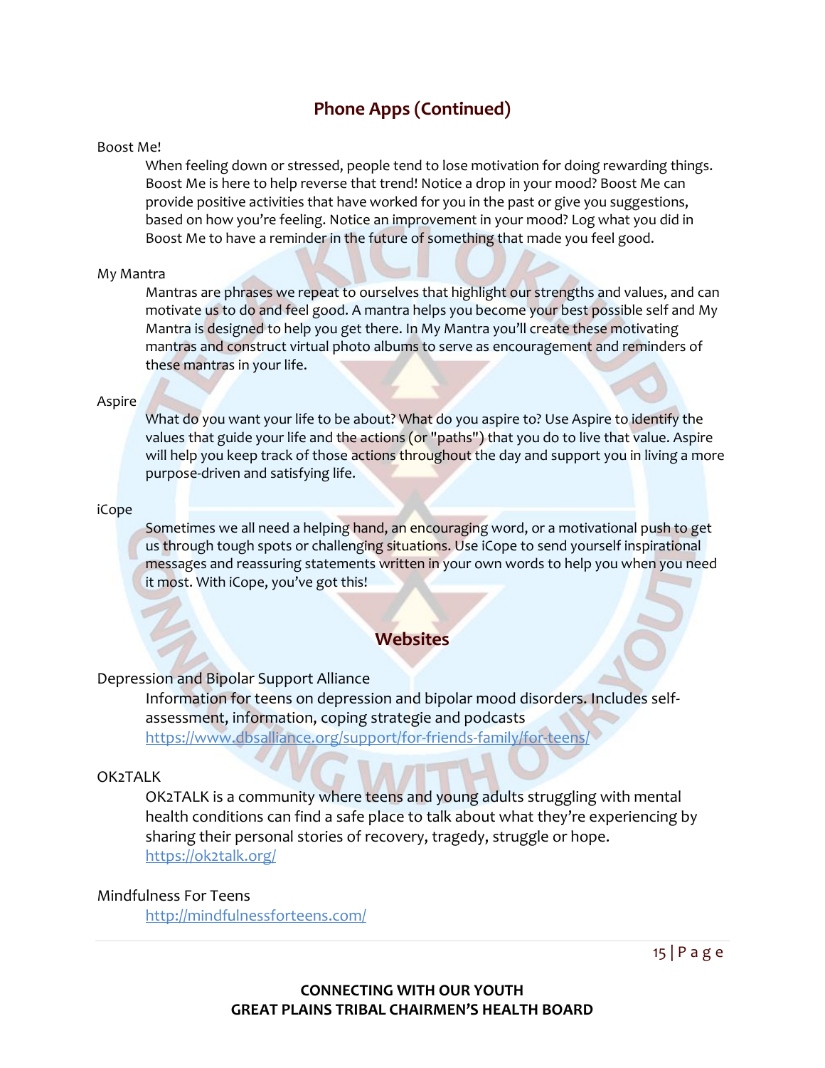## Phone Apps (Continued)

Boost Me!

When feeling down or stressed, people tend to lose motivation for doing rewarding things. Boost Me is here to help reverse that trend! Notice a drop in your mood? Boost Me can provide positive activities that have worked for you in the past or give you suggestions, based on how you're feeling. Notice an improvement in your mood? Log what you did in Boost Me to have a reminder in the future of something that made you feel good.

My Mantra

Mantras are phrases we repeat to ourselves that highlight our strengths and values, and can motivate us to do and feel good. A mantra helps you become your best possible self and My Mantra is designed to help you get there. In My Mantra you'll create these motivating mantras and construct virtual photo albums to serve as encouragement and reminders of these mantras in your life.

Aspire

What do you want your life to be about? What do you aspire to? Use Aspire to identify the values that guide your life and the actions (or "paths") that you do to live that value. Aspire will help you keep track of those actions throughout the day and support you in living a more purpose-driven and satisfying life.

iCope

Sometimes we all need a helping hand, an encouraging word, or a motivational push to get us through tough spots or challenging situations. Use iCope to send yourself inspirational messages and reassuring statements written in your own words to help you when you need it most. With iCope, you've got this!

## Websites

Depression and Bipolar Support Alliance

Information for teens on depression and bipolar mood disorders. Includes self-assessment, information, coping strategie and podcasts
https://www.dbsalliance.org/support/for-friends-family/for-teens/

OK2TALK

OK2TALK is a community where teens and young adults struggling with mental health conditions can find a safe place to talk about what they're experiencing by sharing their personal stories of recovery, tragedy, struggle or hope.
https://ok2talk.org/

Mindfulness For Teens

http://mindfulnessforteens.com/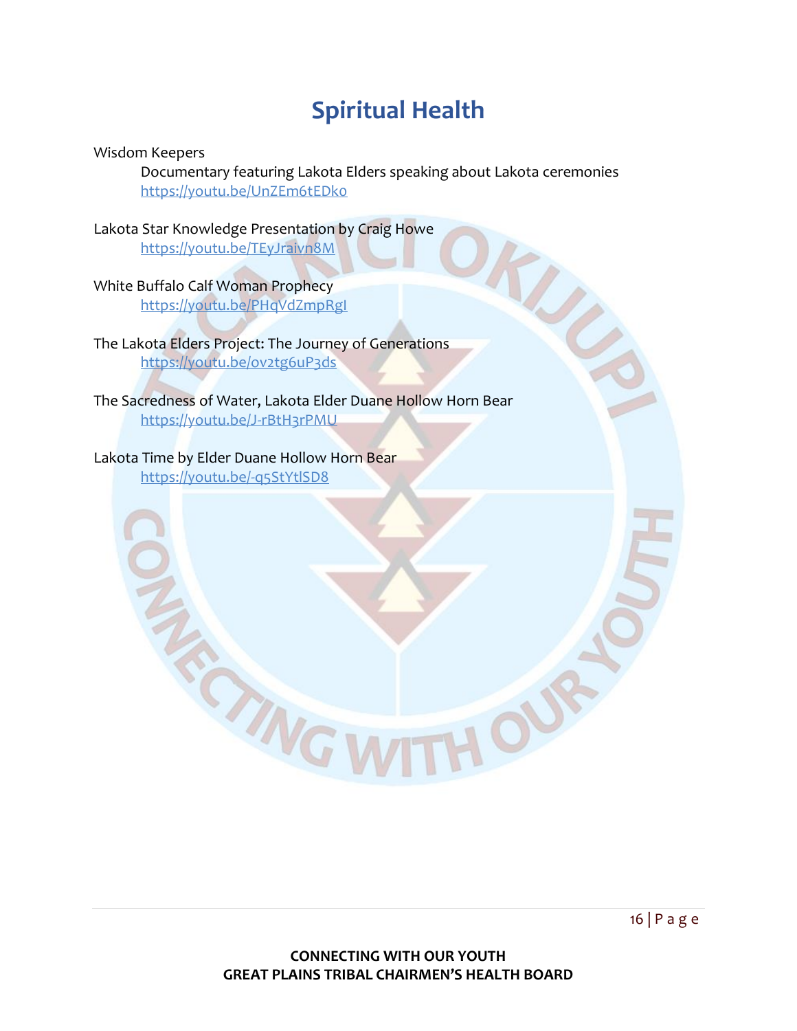# Spiritual Health

Wisdom Keepers

Documentary featuring Lakota Elders speaking about Lakota ceremonies
https://youtu.be/UnZEm6tEDko

Lakota Star Knowledge Presentation by Craig Howe
https://youtu.be/TEyJraivn8M

White Buffalo Calf Woman Prophecy
https://youtu.be/PHqVdZmpRgI

The Lakota Elders Project: The Journey of Generations
https://youtu.be/ov2tg6uP3ds

The Sacredness of Water, Lakota Elder Duane Hollow Horn Bear
https://youtu.be/J-rBtH3rPMU

Lakota Time by Elder Duane Hollow Horn Bear
https://youtu.be/-q5StYtlSD8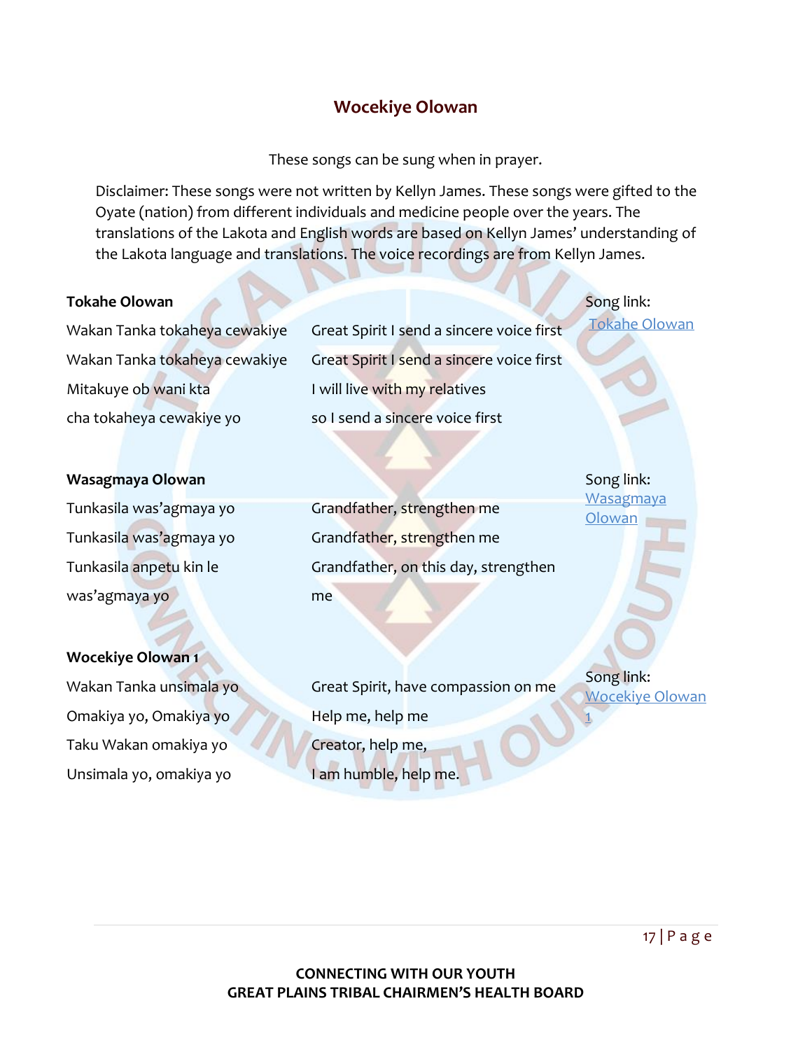## Wocekiye Olowan

These songs can be sung when in prayer.

Disclaimer: These songs were not written by Kellyn James. These songs were gifted to the Oyate (nation) from different individuals and medicine people over the years. The translations of the Lakota and English words are based on Kellyn James' understanding of the Lakota language and translations. The voice recordings are from Kellyn James.

**Tokahe Olowan**

| Lakota | English | |
|---|---|---|
| Wakan Tanka tokaheya cewakiye | Great Spirit I send a sincere voice first | Song link: [Tokahe Olowan] |
| Wakan Tanka tokaheya cewakiye | Great Spirit I send a sincere voice first | |
| Mitakuye ob wani kta | I will live with my relatives | |
| cha tokaheya cewakiye yo | so I send a sincere voice first | |

**Wasagmaya Olowan**

| Lakota | English | |
|---|---|---|
| Tunkasila was'agmaya yo | Grandfather, strengthen me | Song link: [Wasagmaya Olowan] |
| Tunkasila was'agmaya yo | Grandfather, strengthen me | |
| Tunkasila anpetu kin le was'agmaya yo | Grandfather, on this day, strengthen me | |

**Wocekiye Olowan 1**

| Lakota | English | |
|---|---|---|
| Wakan Tanka unsimala yo | Great Spirit, have compassion on me | Song link: [Wocekiye Olowan 1] |
| Omakiya yo, Omakiya yo | Help me, help me | |
| Taku Wakan omakiya yo | Creator, help me, | |
| Unsimala yo, omakiya yo | I am humble, help me. | |

**CONNECTING WITH OUR YOUTH**
**GREAT PLAINS TRIBAL CHAIRMEN'S HEALTH BOARD**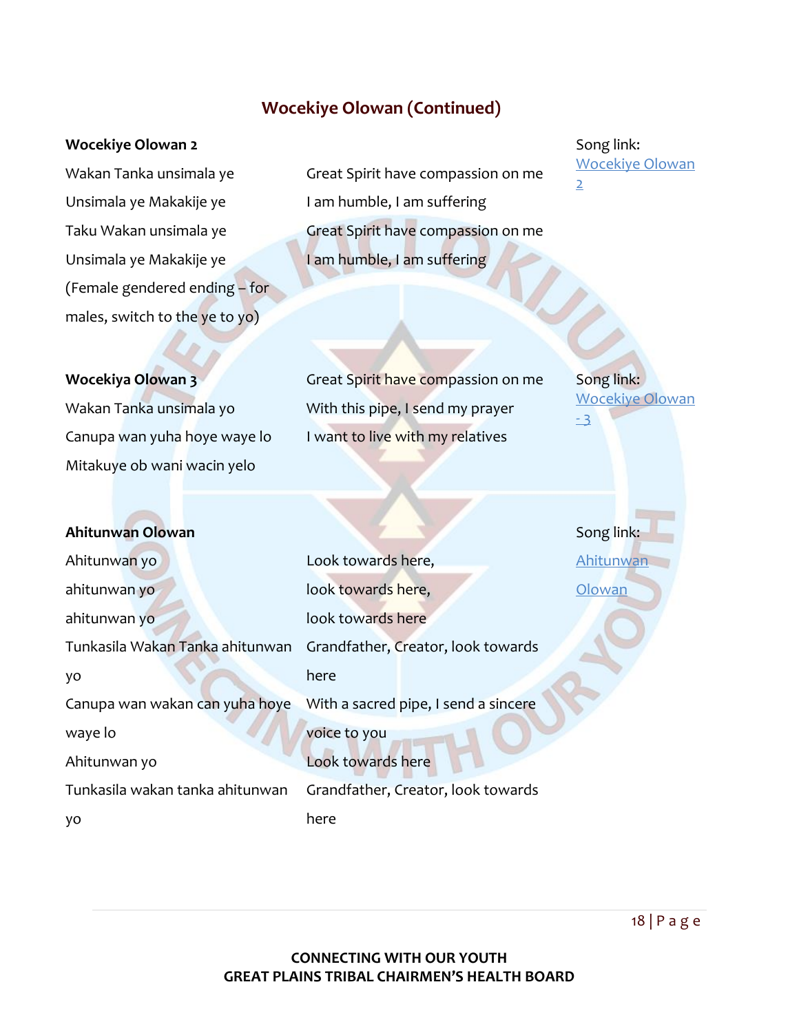## Wocekiye Olowan (Continued)

**Wocekiye Olowan 2**

| Lakota | English | |
|---|---|---|
| Wakan Tanka unsimala ye | Great Spirit have compassion on me | Song link: Wocekiye Olowan 2 |
| Unsimala ye Makakije ye | I am humble, I am suffering | |
| Taku Wakan unsimala ye | Great Spirit have compassion on me | |
| Unsimala ye Makakije ye | I am humble, I am suffering | |
| (Female gendered ending – for males, switch to the ye to yo) | | |

**Wocekiya Olowan 3**

| Lakota | English | |
|---|---|---|
| Wakan Tanka unsimala yo | Great Spirit have compassion on me | Song link: Wocekiye Olowan - 3 |
| Canupa wan yuha hoye waye lo | With this pipe, I send my prayer | |
| Mitakuye ob wani wacin yelo | I want to live with my relatives | |

**Ahitunwan Olowan**

| Lakota | English | |
|---|---|---|
| Ahitunwan yo | Look towards here, | Song link: Ahitunwan Olowan |
| ahitunwan yo | look towards here, | |
| ahitunwan yo | look towards here | |
| Tunkasila Wakan Tanka ahitunwan yo | Grandfather, Creator, look towards here | |
| Canupa wan wakan can yuha hoye waye lo | With a sacred pipe, I send a sincere voice to you | |
| Ahitunwan yo | Look towards here | |
| Tunkasila wakan tanka ahitunwan yo | Grandfather, Creator, look towards here | |

**CONNECTING WITH OUR YOUTH**
**GREAT PLAINS TRIBAL CHAIRMEN'S HEALTH BOARD**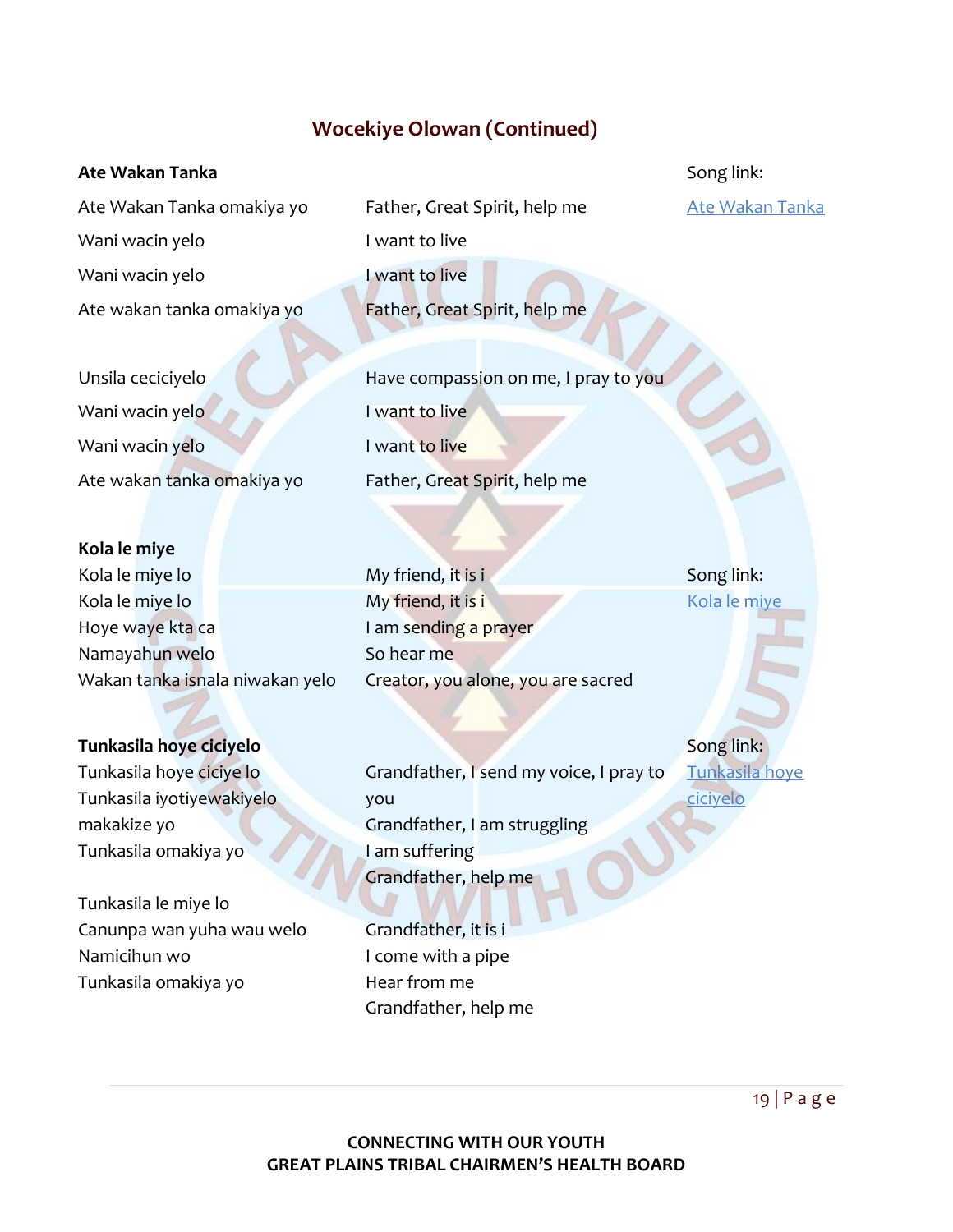## Wocekiye Olowan (Continued)

**Ate Wakan Tanka**

Song link: [Ate Wakan Tanka]

| | | |
|---|---|---|
| Ate Wakan Tanka omakiya yo | Father, Great Spirit, help me | |
| Wani wacin yelo | I want to live | |
| Wani wacin yelo | I want to live | |
| Ate wakan tanka omakiya yo | Father, Great Spirit, help me | |
| | | |
| Unsila ceciciyelo | Have compassion on me, I pray to you | |
| Wani wacin yelo | I want to live | |
| Wani wacin yelo | I want to live | |
| Ate wakan tanka omakiya yo | Father, Great Spirit, help me | |

**Kola le miye**

Song link: [Kola le miye]

| | | |
|---|---|---|
| Kola le miye lo | My friend, it is i | |
| Kola le miye lo | My friend, it is i | |
| Hoye waye kta ca | I am sending a prayer | |
| Namayahun welo | So hear me | |
| Wakan tanka isnala niwakan yelo | Creator, you alone, you are sacred | |

**Tunkasila hoye ciciyelo**

Song link: [Tunkasila hoye ciciyelo]

Tunkasila hoye ciciye lo — Grandfather, I send my voice, I pray to you
Tunkasila iyotiyewakiyelo — Grandfather, I am struggling
makakize yo — I am suffering
Tunkasila omakiya yo — Grandfather, help me

Tunkasila le miye lo — Grandfather, it is i
Canunpa wan yuha wau welo — I come with a pipe
Namicihun wo — Hear from me
Tunkasila omakiya yo — Grandfather, help me

**CONNECTING WITH OUR YOUTH**
**GREAT PLAINS TRIBAL CHAIRMEN'S HEALTH BOARD**